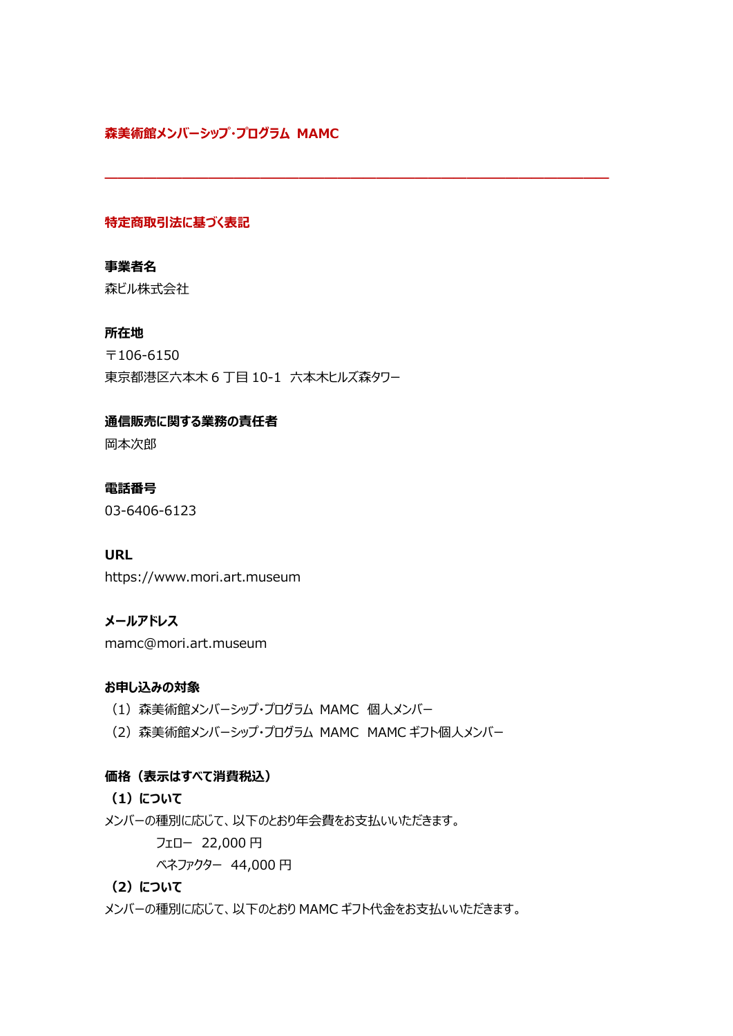# 森美術館メンバーシップ・プログラム MAMC

---

## 特定商取引法に基づく表記

**事業者名**
森ビル株式会社

**所在地**
〒106-6150
東京都港区六本木 6 丁目 10-1 六本木ヒルズ森タワー

**通信販売に関する業務の責任者**
岡本次郎

**電話番号**
03-6406-6123

**URL**
https://www.mori.art.museum

**メールアドレス**
mamc@mori.art.museum

**お申し込みの対象**

（1）森美術館メンバーシップ・プログラム MAMC 個人メンバー
（2）森美術館メンバーシップ・プログラム MAMC MAMC ギフト個人メンバー

**価格（表示はすべて消費税込）**

**（1）について**

メンバーの種別に応じて、以下のとおり年会費をお支払いいただきます。

フェロー 22,000 円
ベネファクター 44,000 円

**（2）について**

メンバーの種別に応じて、以下のとおり MAMC ギフト代金をお支払いいただきます。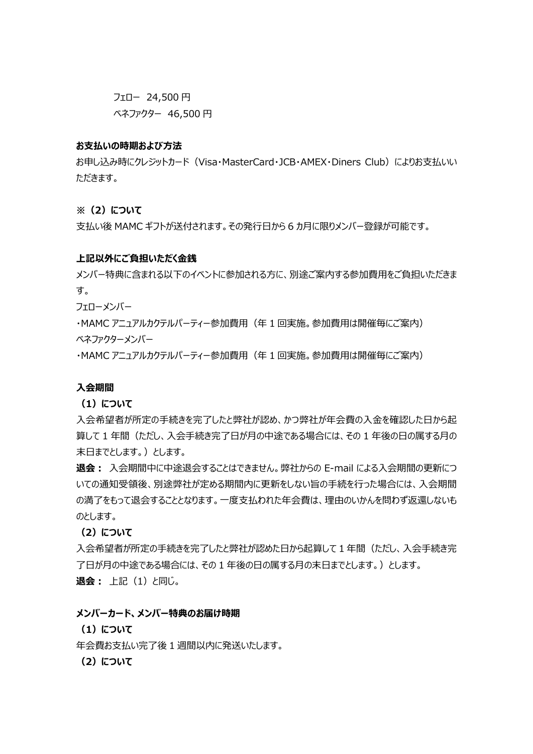フェロー　24,500 円
ベネファクター　46,500 円

**お支払いの時期および方法**

お申し込み時にクレジットカード（Visa・MasterCard・JCB・AMEX・Diners Club）によりお支払いいただきます。

**※（2）について**

支払い後 MAMC ギフトが送付されます。その発行日から 6 カ月に限りメンバー登録が可能です。

**上記以外にご負担いただく金銭**

メンバー特典に含まれる以下のイベントに参加される方に、別途ご案内する参加費用をご負担いただきます。

フェローメンバー

・MAMC アニュアルカクテルパーティー参加費用（年 1 回実施。参加費用は開催毎にご案内）

ベネファクターメンバー

・MAMC アニュアルカクテルパーティー参加費用（年 1 回実施。参加費用は開催毎にご案内）

**入会期間**

**（1）について**

入会希望者が所定の手続きを完了したと弊社が認め、かつ弊社が年会費の入金を確認した日から起算して 1 年間（ただし、入会手続き完了日が月の中途である場合には、その 1 年後の日の属する月の末日までとします。）とします。

**退会：** 入会期間中に中途退会することはできません。弊社からの E-mail による入会期間の更新についての通知受領後、別途弊社が定める期間内に更新をしない旨の手続を行った場合には、入会期間の満了をもって退会することとなります。一度支払われた年会費は、理由のいかんを問わず返還しないものとします。

**（2）について**

入会希望者が所定の手続きを完了したと弊社が認めた日から起算して 1 年間（ただし、入会手続き完了日が月の中途である場合には、その 1 年後の日の属する月の末日までとします。）とします。

**退会：** 上記（1）と同じ。

**メンバーカード、メンバー特典のお届け時期**

**（1）について**

年会費お支払い完了後 1 週間以内に発送いたします。

**（2）について**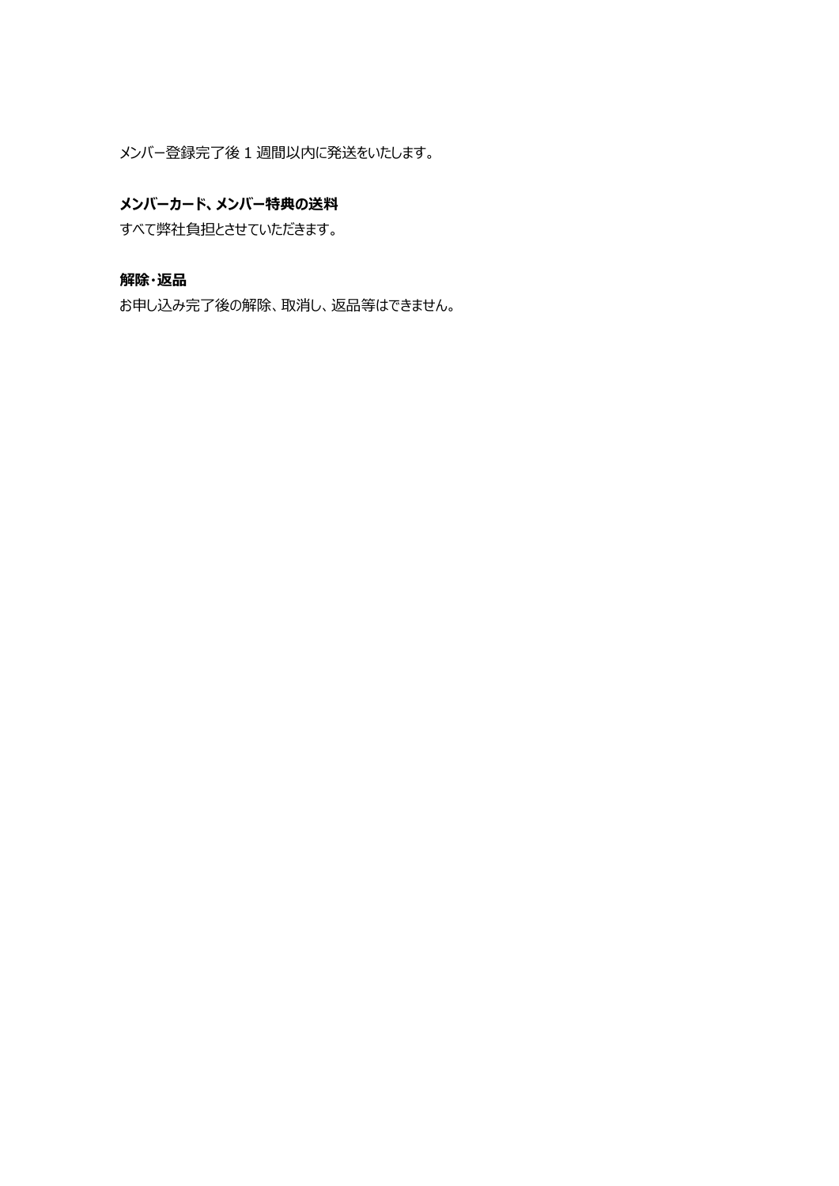メンバー登録完了後 1 週間以内に発送をいたします。

**メンバーカード、メンバー特典の送料**

すべて弊社負担とさせていただきます。

**解除・返品**

お申し込み完了後の解除、取消し、返品等はできません。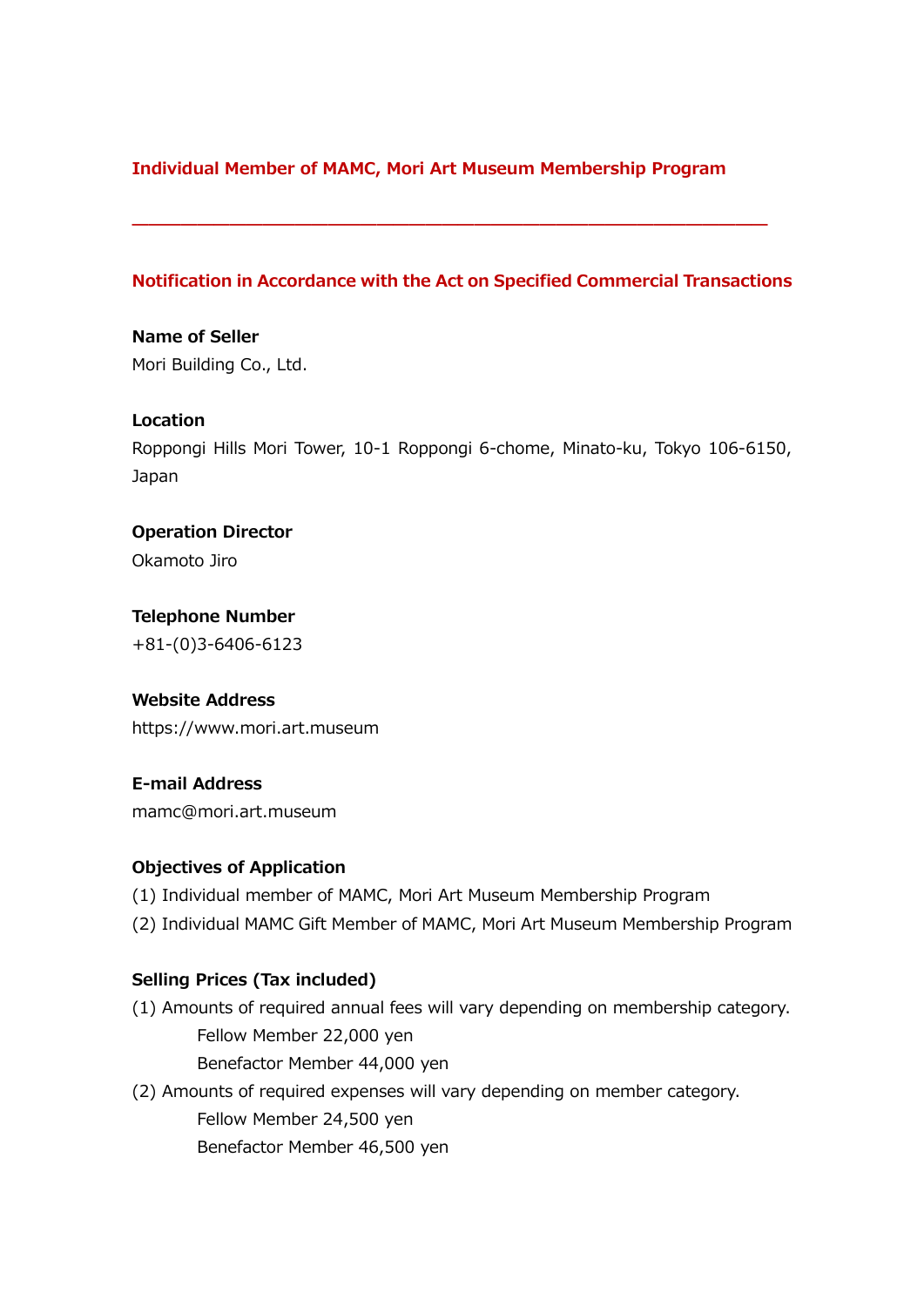## Individual Member of MAMC, Mori Art Museum Membership Program

---

### Notification in Accordance with the Act on Specified Commercial Transactions

**Name of Seller**
Mori Building Co., Ltd.

**Location**
Roppongi Hills Mori Tower, 10-1 Roppongi 6-chome, Minato-ku, Tokyo 106-6150, Japan

**Operation Director**
Okamoto Jiro

**Telephone Number**
+81-(0)3-6406-6123

**Website Address**
https://www.mori.art.museum

**E-mail Address**
mamc@mori.art.museum

**Objectives of Application**
(1) Individual member of MAMC, Mori Art Museum Membership Program
(2) Individual MAMC Gift Member of MAMC, Mori Art Museum Membership Program

**Selling Prices (Tax included)**
(1) Amounts of required annual fees will vary depending on membership category.
 Fellow Member 22,000 yen
 Benefactor Member 44,000 yen
(2) Amounts of required expenses will vary depending on member category.
 Fellow Member 24,500 yen
 Benefactor Member 46,500 yen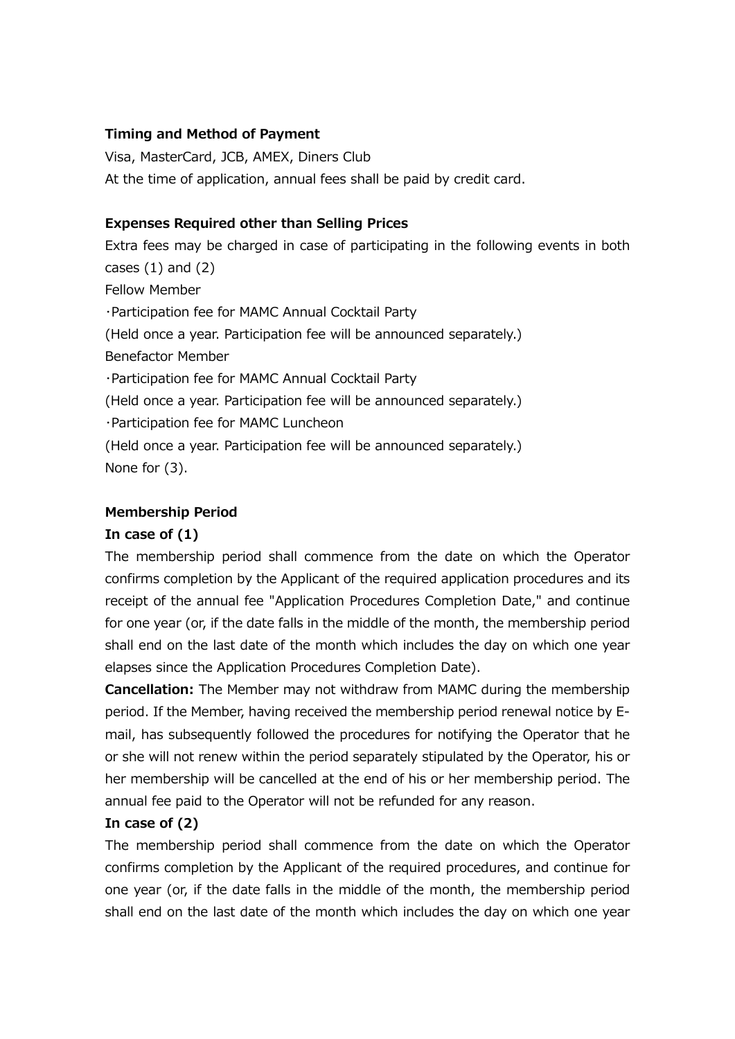**Timing and Method of Payment**

Visa, MasterCard, JCB, AMEX, Diners Club

At the time of application, annual fees shall be paid by credit card.

**Expenses Required other than Selling Prices**

Extra fees may be charged in case of participating in the following events in both cases (1) and (2)

Fellow Member

・Participation fee for MAMC Annual Cocktail Party

(Held once a year. Participation fee will be announced separately.)

Benefactor Member

・Participation fee for MAMC Annual Cocktail Party

(Held once a year. Participation fee will be announced separately.)

・Participation fee for MAMC Luncheon

(Held once a year. Participation fee will be announced separately.)

None for (3).

**Membership Period**

**In case of (1)**

The membership period shall commence from the date on which the Operator confirms completion by the Applicant of the required application procedures and its receipt of the annual fee "Application Procedures Completion Date," and continue for one year (or, if the date falls in the middle of the month, the membership period shall end on the last date of the month which includes the day on which one year elapses since the Application Procedures Completion Date).

**Cancellation:** The Member may not withdraw from MAMC during the membership period. If the Member, having received the membership period renewal notice by E-mail, has subsequently followed the procedures for notifying the Operator that he or she will not renew within the period separately stipulated by the Operator, his or her membership will be cancelled at the end of his or her membership period. The annual fee paid to the Operator will not be refunded for any reason.

**In case of (2)**

The membership period shall commence from the date on which the Operator confirms completion by the Applicant of the required procedures, and continue for one year (or, if the date falls in the middle of the month, the membership period shall end on the last date of the month which includes the day on which one year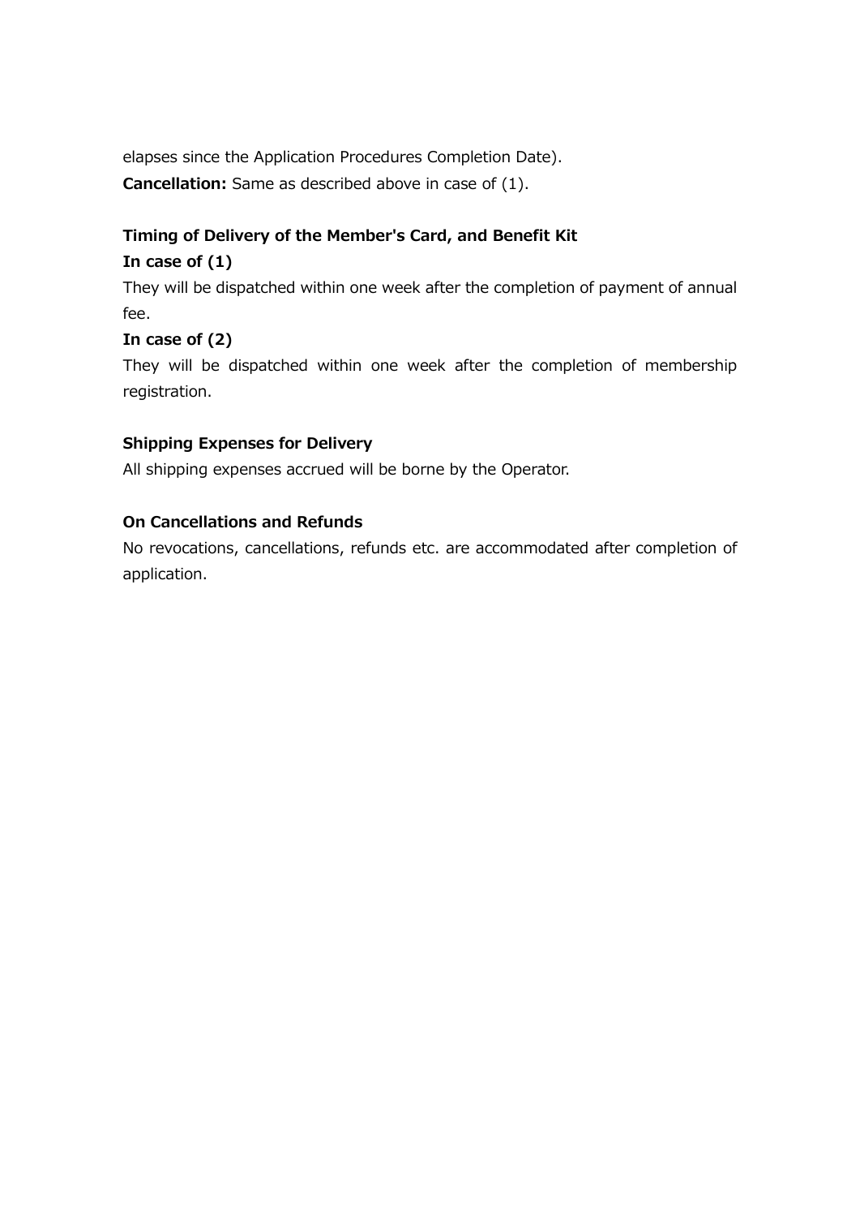elapses since the Application Procedures Completion Date).

**Cancellation:** Same as described above in case of (1).

**Timing of Delivery of the Member's Card, and Benefit Kit**

**In case of (1)**

They will be dispatched within one week after the completion of payment of annual fee.

**In case of (2)**

They will be dispatched within one week after the completion of membership registration.

**Shipping Expenses for Delivery**

All shipping expenses accrued will be borne by the Operator.

**On Cancellations and Refunds**

No revocations, cancellations, refunds etc. are accommodated after completion of application.